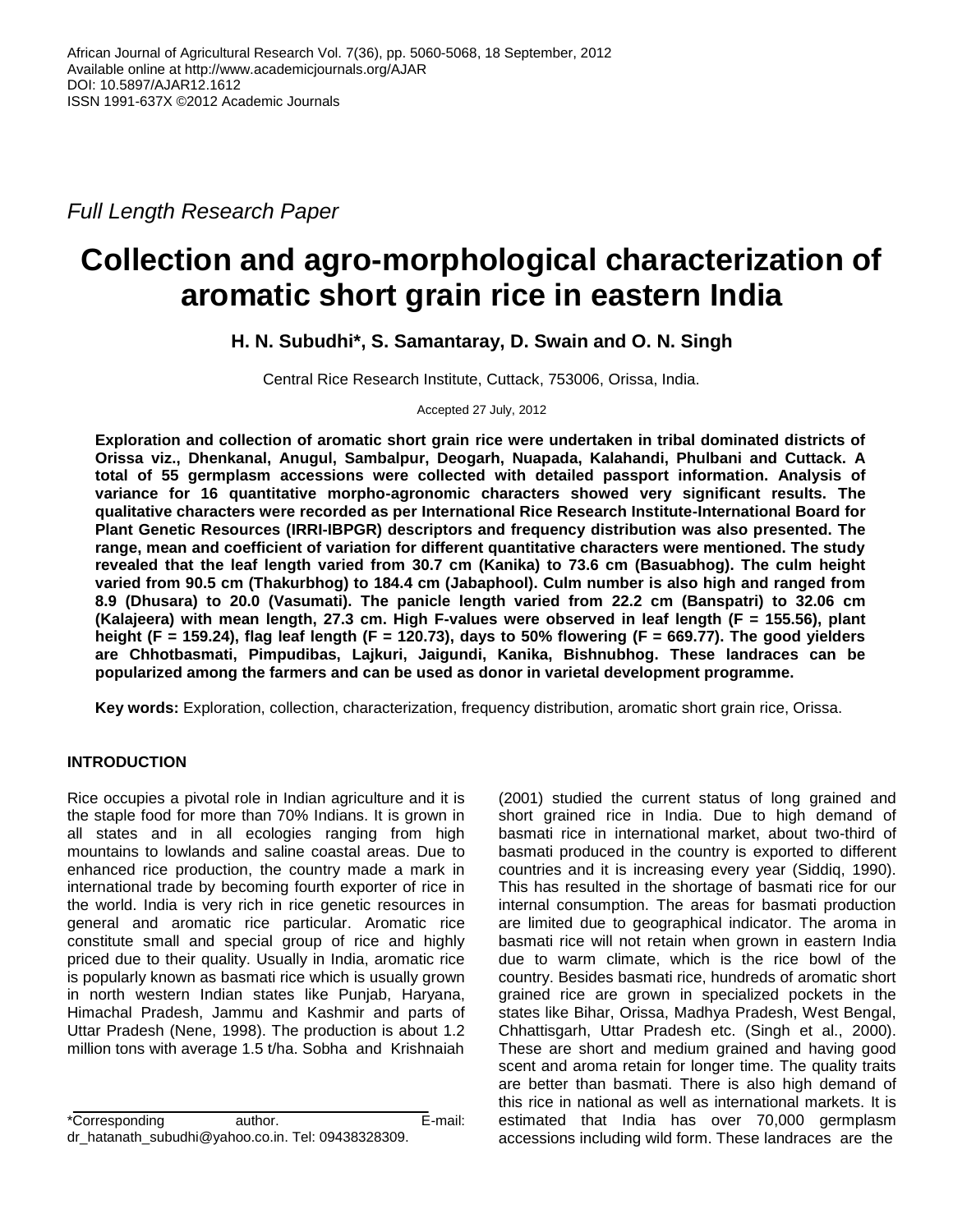Full Length Research Paper

# Collection and agro-morphological characterization of aromatic short grain rice in eastern India

**H. N. Subudhi*, S. Samantaray, D. Swain and O. N. Singh**

Central Rice Research Institute, Cuttack, 753006, Orissa, India.

Accepted 27 July, 2012

**Exploration and collection of aromatic short grain rice were undertaken in tribal dominated districts of Orissa viz., Dhenkanal, Anugul, Sambalpur, Deogarh, Nuapada, Kalahandi, Phulbani and Cuttack. A total of 55 germplasm accessions were collected with detailed passport information. Analysis of variance for 16 quantitative morpho-agronomic characters showed very significant results. The qualitative characters were recorded as per International Rice Research Institute-International Board for Plant Genetic Resources (IRRI-IBPGR) descriptors and frequency distribution was also presented. The range, mean and coefficient of variation for different quantitative characters were mentioned. The study revealed that the leaf length varied from 30.7 cm (Kanika) to 73.6 cm (Basuabhog). The culm height varied from 90.5 cm (Thakurbhog) to 184.4 cm (Jabaphool). Culm number is also high and ranged from 8.9 (Dhusara) to 20.0 (Vasumati). The panicle length varied from 22.2 cm (Banspatri) to 32.06 cm (Kalajeera) with mean length, 27.3 cm. High F-values were observed in leaf length (F = 155.56), plant height (F = 159.24), flag leaf length (F = 120.73), days to 50% flowering (F = 669.77). The good yielders are Chhotbasmati, Pimpudibas, Lajkuri, Jaigundi, Kanika, Bishnubhog. These landraces can be popularized among the farmers and can be used as donor in varietal development programme.**

**Key words:** Exploration, collection, characterization, frequency distribution, aromatic short grain rice, Orissa.

## INTRODUCTION

Rice occupies a pivotal role in Indian agriculture and it is the staple food for more than 70% Indians. It is grown in all states and in all ecologies ranging from high mountains to lowlands and saline coastal areas. Due to enhanced rice production, the country made a mark in international trade by becoming fourth exporter of rice in the world. India is very rich in rice genetic resources in general and aromatic rice particular. Aromatic rice constitute small and special group of rice and highly priced due to their quality. Usually in India, aromatic rice is popularly known as basmati rice which is usually grown in north western Indian states like Punjab, Haryana, Himachal Pradesh, Jammu and Kashmir and parts of Uttar Pradesh (Nene, 1998). The production is about 1.2 million tons with average 1.5 t/ha. Sobha and Krishnaiah (2001) studied the current status of long grained and short grained rice in India. Due to high demand of basmati rice in international market, about two-third of basmati produced in the country is exported to different countries and it is increasing every year (Siddiq, 1990). This has resulted in the shortage of basmati rice for our internal consumption. The areas for basmati production are limited due to geographical indicator. The aroma in basmati rice will not retain when grown in eastern India due to warm climate, which is the rice bowl of the country. Besides basmati rice, hundreds of aromatic short grained rice are grown in specialized pockets in the states like Bihar, Orissa, Madhya Pradesh, West Bengal, Chhattisgarh, Uttar Pradesh etc. (Singh et al., 2000). These are short and medium grained and having good scent and aroma retain for longer time. The quality traits are better than basmati. There is also high demand of this rice in national as well as international markets. It is estimated that India has over 70,000 germplasm accessions including wild form. These landraces are the

*Corresponding author. E-mail: dr_hatanath_subudhi@yahoo.co.in. Tel: 09438328309.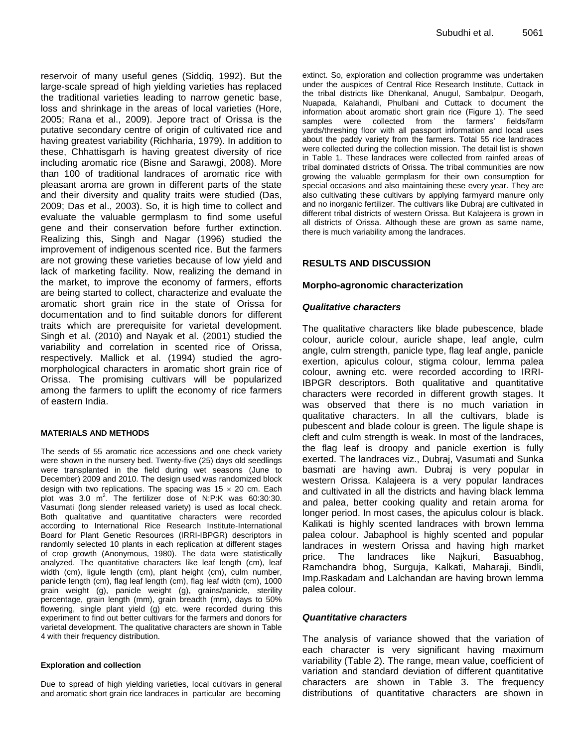reservoir of many useful genes (Siddiq, 1992). But the large-scale spread of high yielding varieties has replaced the traditional varieties leading to narrow genetic base, loss and shrinkage in the areas of local varieties (Hore, 2005; Rana et al., 2009). Jepore tract of Orissa is the putative secondary centre of origin of cultivated rice and having greatest variability (Richharia, 1979). In addition to these, Chhattisgarh is having greatest diversity of rice including aromatic rice (Bisne and Sarawgi, 2008). More than 100 of traditional landraces of aromatic rice with pleasant aroma are grown in different parts of the state and their diversity and quality traits were studied (Das, 2009; Das et al., 2003). So, it is high time to collect and evaluate the valuable germplasm to find some useful gene and their conservation before further extinction. Realizing this, Singh and Nagar (1996) studied the improvement of indigenous scented rice. But the farmers are not growing these varieties because of low yield and lack of marketing facility. Now, realizing the demand in the market, to improve the economy of farmers, efforts are being started to collect, characterize and evaluate the aromatic short grain rice in the state of Orissa for documentation and to find suitable donors for different traits which are prerequisite for varietal development. Singh et al. (2010) and Nayak et al. (2001) studied the variability and correlation in scented rice of Orissa, respectively. Mallick et al. (1994) studied the agro-morphological characters in aromatic short grain rice of Orissa. The promising cultivars will be popularized among the farmers to uplift the economy of rice farmers of eastern India.

## MATERIALS AND METHODS

The seeds of 55 aromatic rice accessions and one check variety were shown in the nursery bed. Twenty-five (25) days old seedlings were transplanted in the field during wet seasons (June to December) 2009 and 2010. The design used was randomized block design with two replications. The spacing was $15 \times 20$ cm. Each plot was 3.0 $m^2$. The fertilizer dose of N:P:K was 60:30:30. Vasumati (long slender released variety) is used as local check. Both qualitative and quantitative characters were recorded according to International Rice Research Institute-International Board for Plant Genetic Resources (IRRI-IBPGR) descriptors in randomly selected 10 plants in each replication at different stages of crop growth (Anonymous, 1980). The data were statistically analyzed. The quantitative characters like leaf length (cm), leaf width (cm), ligule length (cm), plant height (cm), culm number, panicle length (cm), flag leaf length (cm), flag leaf width (cm), 1000 grain weight (g), panicle weight (g), grains/panicle, sterility percentage, grain length (mm), grain breadth (mm), days to 50% flowering, single plant yield (g) etc. were recorded during this experiment to find out better cultivars for the farmers and donors for varietal development. The qualitative characters are shown in Table 4 with their frequency distribution.

### Exploration and collection

Due to spread of high yielding varieties, local cultivars in general and aromatic short grain rice landraces in particular are becoming extinct. So, exploration and collection programme was undertaken under the auspices of Central Rice Research Institute, Cuttack in the tribal districts like Dhenkanal, Anugul, Sambalpur, Deogarh, Nuapada, Kalahandi, Phulbani and Cuttack to document the information about aromatic short grain rice (Figure 1). The seed samples were collected from the farmers' fields/farm yards/threshing floor with all passport information and local uses about the paddy variety from the farmers. Total 55 rice landraces were collected during the collection mission. The detail list is shown in Table 1. These landraces were collected from rainfed areas of tribal dominated districts of Orissa. The tribal communities are now growing the valuable germplasm for their own consumption for special occasions and also maintaining these every year. They are also cultivating these cultivars by applying farmyard manure only and no inorganic fertilizer. The cultivars like Dubraj are cultivated in different tribal districts of western Orissa. But Kalajeera is grown in all districts of Orissa. Although these are grown as same name, there is much variability among the landraces.

## RESULTS AND DISCUSSION

### Morpho-agronomic characterization

#### *Qualitative characters*

The qualitative characters like blade pubescence, blade colour, auricle colour, auricle shape, leaf angle, culm angle, culm strength, panicle type, flag leaf angle, panicle exertion, apiculus colour, stigma colour, lemma palea colour, awning etc. were recorded according to IRRI-IBPGR descriptors. Both qualitative and quantitative characters were recorded in different growth stages. It was observed that there is no much variation in qualitative characters. In all the cultivars, blade is pubescent and blade colour is green. The ligule shape is cleft and culm strength is weak. In most of the landraces, the flag leaf is droopy and panicle exertion is fully exerted. The landraces viz., Dubraj, Vasumati and Sunka basmati are having awn. Dubraj is very popular in western Orissa. Kalajeera is a very popular landraces and cultivated in all the districts and having black lemma and palea, better cooking quality and retain aroma for longer period. In most cases, the apiculus colour is black. Kalikati is highly scented landraces with brown lemma palea colour. Jabaphool is highly scented and popular landraces in western Orissa and having high market price. The landraces like Najkuri, Basuabhog, Ramchandra bhog, Surguja, Kalkati, Maharaji, Bindli, Imp.Raskadam and Lalchandan are having brown lemma palea colour.

#### *Quantitative characters*

The analysis of variance showed that the variation of each character is very significant having maximum variability (Table 2). The range, mean value, coefficient of variation and standard deviation of different quantitative characters are shown in Table 3. The frequency distributions of quantitative characters are shown in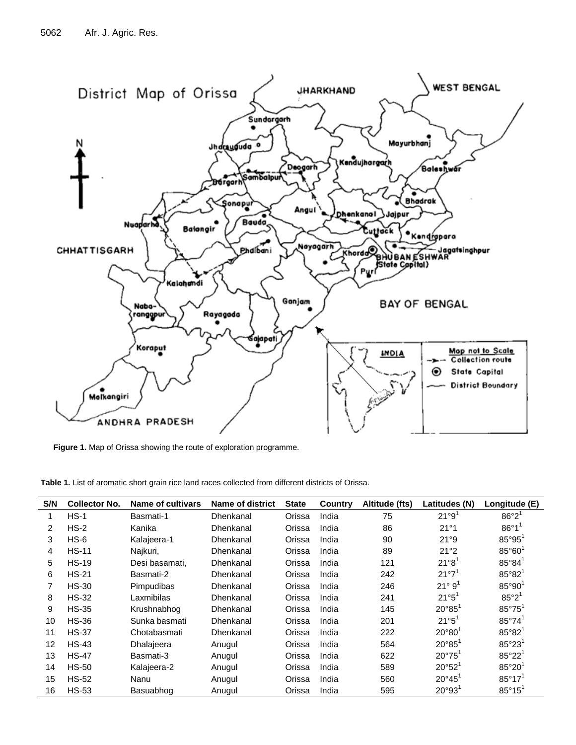**Figure 1.** Map of Orissa showing the route of exploration programme.

**Table 1.** List of aromatic short grain rice land races collected from different districts of Orissa.

| S/N | Collector No. | Name of cultivars | Name of district | State | Country | Altitude (fts) | Latitudes (N) | Longitude (E) |
|---|---|---|---|---|---|---|---|---|
| 1 | HS-1 | Basmati-1 | Dhenkanal | Orissa | India | 75 | 21°9[1] | 86°2[1] |
| 2 | HS-2 | Kanika | Dhenkanal | Orissa | India | 86 | 21°1 | 86°1[1] |
| 3 | HS-6 | Kalajeera-1 | Dhenkanal | Orissa | India | 90 | 21°9 | 85°95[1] |
| 4 | HS-11 | Najkuri, | Dhenkanal | Orissa | India | 89 | 21°2 | 85°60[1] |
| 5 | HS-19 | Desi basamati, | Dhenkanal | Orissa | India | 121 | 21°8[1] | 85°84[1] |
| 6 | HS-21 | Basmati-2 | Dhenkanal | Orissa | India | 242 | 21°7[1] | 85°82[1] |
| 7 | HS-30 | Pimpudibas | Dhenkanal | Orissa | India | 246 | 21° 9[1] | 85°90[1] |
| 8 | HS-32 | Laxmibilas | Dhenkanal | Orissa | India | 241 | 21°5[1] | 85°2[1] |
| 9 | HS-35 | Krushnabhog | Dhenkanal | Orissa | India | 145 | 20°85[1] | 85°75[1] |
| 10 | HS-36 | Sunka basmati | Dhenkanal | Orissa | India | 201 | 21°5[1] | 85°74[1] |
| 11 | HS-37 | Chotabasmati | Dhenkanal | Orissa | India | 222 | 20°80[1] | 85°82[1] |
| 12 | HS-43 | Dhalajeera | Anugul | Orissa | India | 564 | 20°85[1] | 85°23[1] |
| 13 | HS-47 | Basmati-3 | Anugul | Orissa | India | 622 | 20°75[1] | 85°22[1] |
| 14 | HS-50 | Kalajeera-2 | Anugul | Orissa | India | 589 | 20°52[1] | 85°20[1] |
| 15 | HS-52 | Nanu | Anugul | Orissa | India | 560 | 20°45[1] | 85°17[1] |
| 16 | HS-53 | Basuabhog | Anugul | Orissa | India | 595 | 20°93[1] | 85°15[1] |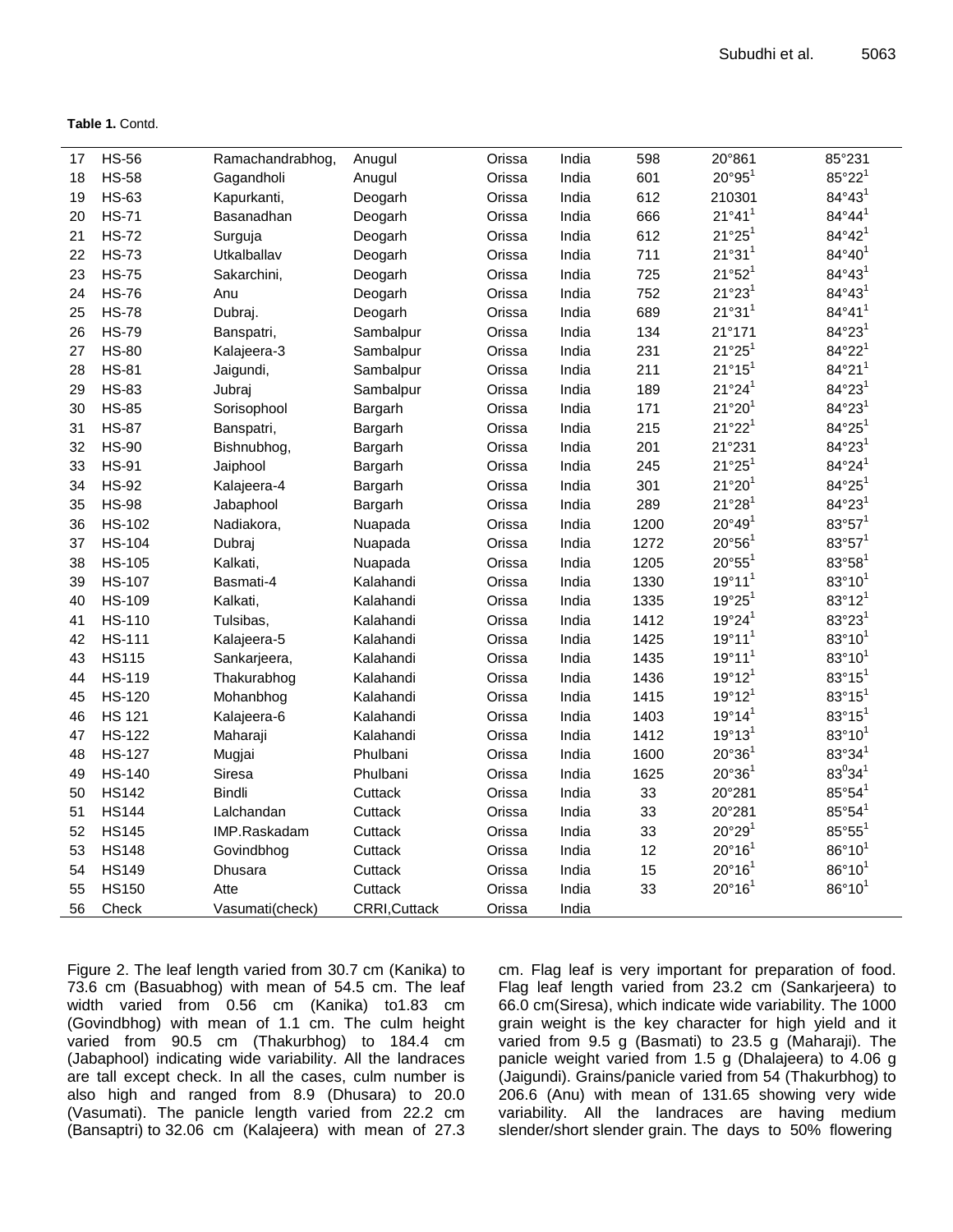**Table 1.** Contd.

| | | | | | | | | |
|---|---|---|---|---|---|---|---|---|
| 17 | HS-56 | Ramachandrabhog, | Anugul | Orissa | India | 598 | 20°861 | 85°231 |
| 18 | HS-58 | Gagandholi | Anugul | Orissa | India | 601 | 20°95[1] | 85°22[1] |
| 19 | HS-63 | Kapurkanti, | Deogarh | Orissa | India | 612 | 210301 | 84°43[1] |
| 20 | HS-71 | Basanadhan | Deogarh | Orissa | India | 666 | 21°41[1] | 84°44[1] |
| 21 | HS-72 | Surguja | Deogarh | Orissa | India | 612 | 21°25[1] | 84°42[1] |
| 22 | HS-73 | Utkalballav | Deogarh | Orissa | India | 711 | 21°31[1] | 84°40[1] |
| 23 | HS-75 | Sakarchini, | Deogarh | Orissa | India | 725 | 21°52[1] | 84°43[1] |
| 24 | HS-76 | Anu | Deogarh | Orissa | India | 752 | 21°23[1] | 84°43[1] |
| 25 | HS-78 | Dubraj. | Deogarh | Orissa | India | 689 | 21°31[1] | 84°41[1] |
| 26 | HS-79 | Banspatri, | Sambalpur | Orissa | India | 134 | 21°171 | 84°23[1] |
| 27 | HS-80 | Kalajeera-3 | Sambalpur | Orissa | India | 231 | 21°25[1] | 84°22[1] |
| 28 | HS-81 | Jaigundi, | Sambalpur | Orissa | India | 211 | 21°15[1] | 84°21[1] |
| 29 | HS-83 | Jubraj | Sambalpur | Orissa | India | 189 | 21°24[1] | 84°23[1] |
| 30 | HS-85 | Sorisophool | Bargarh | Orissa | India | 171 | 21°20[1] | 84°23[1] |
| 31 | HS-87 | Banspatri, | Bargarh | Orissa | India | 215 | 21°22[1] | 84°25[1] |
| 32 | HS-90 | Bishnubhog, | Bargarh | Orissa | India | 201 | 21°231 | 84°23[1] |
| 33 | HS-91 | Jaiphool | Bargarh | Orissa | India | 245 | 21°25[1] | 84°24[1] |
| 34 | HS-92 | Kalajeera-4 | Bargarh | Orissa | India | 301 | 21°20[1] | 84°25[1] |
| 35 | HS-98 | Jabaphool | Bargarh | Orissa | India | 289 | 21°28[1] | 84°23[1] |
| 36 | HS-102 | Nadiakora, | Nuapada | Orissa | India | 1200 | 20°49[1] | 83°57[1] |
| 37 | HS-104 | Dubraj | Nuapada | Orissa | India | 1272 | 20°56[1] | 83°57[1] |
| 38 | HS-105 | Kalkati, | Nuapada | Orissa | India | 1205 | 20°55[1] | 83°58[1] |
| 39 | HS-107 | Basmati-4 | Kalahandi | Orissa | India | 1330 | 19°11[1] | 83°10[1] |
| 40 | HS-109 | Kalkati, | Kalahandi | Orissa | India | 1335 | 19°25[1] | 83°12[1] |
| 41 | HS-110 | Tulsibas, | Kalahandi | Orissa | India | 1412 | 19°24[1] | 83°23[1] |
| 42 | HS-111 | Kalajeera-5 | Kalahandi | Orissa | India | 1425 | 19°11[1] | 83°10[1] |
| 43 | HS115 | Sankarjeera, | Kalahandi | Orissa | India | 1435 | 19°11[1] | 83°10[1] |
| 44 | HS-119 | Thakurabhog | Kalahandi | Orissa | India | 1436 | 19°12[1] | 83°15[1] |
| 45 | HS-120 | Mohanbhog | Kalahandi | Orissa | India | 1415 | 19°12[1] | 83°15[1] |
| 46 | HS 121 | Kalajeera-6 | Kalahandi | Orissa | India | 1403 | 19°14[1] | 83°15[1] |
| 47 | HS-122 | Maharaji | Kalahandi | Orissa | India | 1412 | 19°13[1] | 83°10[1] |
| 48 | HS-127 | Mugjai | Phulbani | Orissa | India | 1600 | 20°36[1] | 83°34[1] |
| 49 | HS-140 | Siresa | Phulbani | Orissa | India | 1625 | 20°36[1] | $83^{0}34$[1] |
| 50 | HS142 | Bindli | Cuttack | Orissa | India | 33 | 20°281 | 85°54[1] |
| 51 | HS144 | Lalchandan | Cuttack | Orissa | India | 33 | 20°281 | 85°54[1] |
| 52 | HS145 | IMP.Raskadam | Cuttack | Orissa | India | 33 | 20°29[1] | 85°55[1] |
| 53 | HS148 | Govindbhog | Cuttack | Orissa | India | 12 | 20°16[1] | 86°10[1] |
| 54 | HS149 | Dhusara | Cuttack | Orissa | India | 15 | 20°16[1] | 86°10[1] |
| 55 | HS150 | Atte | Cuttack | Orissa | India | 33 | 20°16[1] | 86°10[1] |
| 56 | Check | Vasumati(check) | CRRI,Cuttack | Orissa | India | | | |

Figure 2. The leaf length varied from 30.7 cm (Kanika) to 73.6 cm (Basuabhog) with mean of 54.5 cm. The leaf width varied from 0.56 cm (Kanika) to1.83 cm (Govindbhog) with mean of 1.1 cm. The culm height varied from 90.5 cm (Thakurbhog) to 184.4 cm (Jabaphool) indicating wide variability. All the landraces are tall except check. In all the cases, culm number is also high and ranged from 8.9 (Dhusara) to 20.0 (Vasumati). The panicle length varied from 22.2 cm (Bansaptri) to 32.06 cm (Kalajeera) with mean of 27.3 cm. Flag leaf is very important for preparation of food. Flag leaf length varied from 23.2 cm (Sankarjeera) to 66.0 cm(Siresa), which indicate wide variability. The 1000 grain weight is the key character for high yield and it varied from 9.5 g (Basmati) to 23.5 g (Maharaji). The panicle weight varied from 1.5 g (Dhalajeera) to 4.06 g (Jaigundi). Grains/panicle varied from 54 (Thakurbhog) to 206.6 (Anu) with mean of 131.65 showing very wide variability. All the landraces are having medium slender/short slender grain. The days to 50% flowering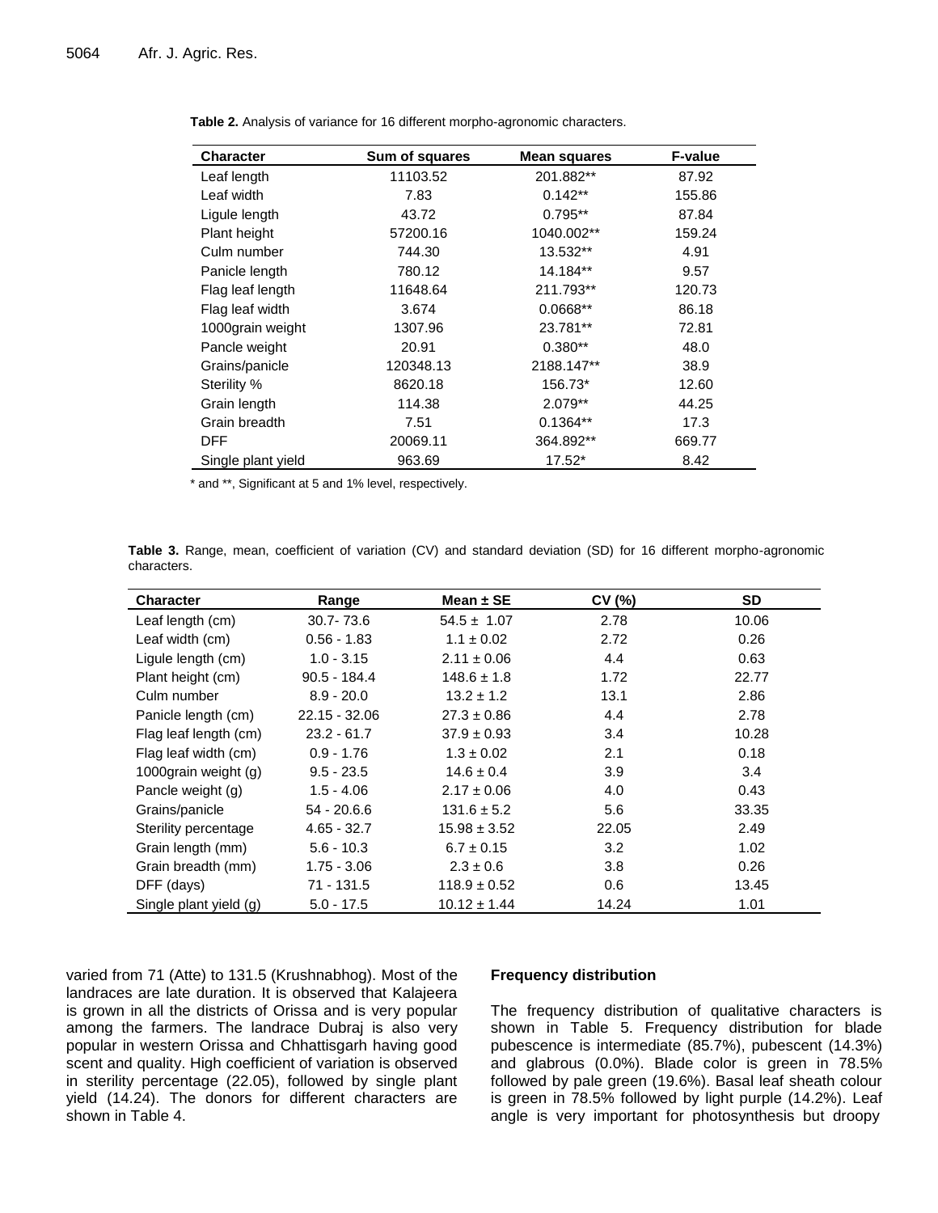**Table 2.** Analysis of variance for 16 different morpho-agronomic characters.

| Character | Sum of squares | Mean squares | F-value |
|---|---|---|---|
| Leaf length | 11103.52 | 201.882** | 87.92 |
| Leaf width | 7.83 | 0.142** | 155.86 |
| Ligule length | 43.72 | 0.795** | 87.84 |
| Plant height | 57200.16 | 1040.002** | 159.24 |
| Culm number | 744.30 | 13.532** | 4.91 |
| Panicle length | 780.12 | 14.184** | 9.57 |
| Flag leaf length | 11648.64 | 211.793** | 120.73 |
| Flag leaf width | 3.674 | 0.0668** | 86.18 |
| 1000grain weight | 1307.96 | 23.781** | 72.81 |
| Pancle weight | 20.91 | 0.380** | 48.0 |
| Grains/panicle | 120348.13 | 2188.147** | 38.9 |
| Sterility % | 8620.18 | 156.73* | 12.60 |
| Grain length | 114.38 | 2.079** | 44.25 |
| Grain breadth | 7.51 | 0.1364** | 17.3 |
| DFF | 20069.11 | 364.892** | 669.77 |
| Single plant yield | 963.69 | 17.52* | 8.42 |

* and **, Significant at 5 and 1% level, respectively.

**Table 3.** Range, mean, coefficient of variation (CV) and standard deviation (SD) for 16 different morpho-agronomic characters.

| Character | Range | Mean ± SE | CV (%) | SD |
|---|---|---|---|---|
| Leaf length (cm) | 30.7- 73.6 | 54.5 ± 1.07 | 2.78 | 10.06 |
| Leaf width (cm) | 0.56 - 1.83 | 1.1 ± 0.02 | 2.72 | 0.26 |
| Ligule length (cm) | 1.0 - 3.15 | 2.11 ± 0.06 | 4.4 | 0.63 |
| Plant height (cm) | 90.5 - 184.4 | 148.6 ± 1.8 | 1.72 | 22.77 |
| Culm number | 8.9 - 20.0 | 13.2 ± 1.2 | 13.1 | 2.86 |
| Panicle length (cm) | 22.15 - 32.06 | 27.3 ± 0.86 | 4.4 | 2.78 |
| Flag leaf length (cm) | 23.2 - 61.7 | 37.9 ± 0.93 | 3.4 | 10.28 |
| Flag leaf width (cm) | 0.9 - 1.76 | 1.3 ± 0.02 | 2.1 | 0.18 |
| 1000grain weight (g) | 9.5 - 23.5 | 14.6 ± 0.4 | 3.9 | 3.4 |
| Pancle weight (g) | 1.5 - 4.06 | 2.17 ± 0.06 | 4.0 | 0.43 |
| Grains/panicle | 54 - 20.6.6 | 131.6 ± 5.2 | 5.6 | 33.35 |
| Sterility percentage | 4.65 - 32.7 | 15.98 ± 3.52 | 22.05 | 2.49 |
| Grain length (mm) | 5.6 - 10.3 | 6.7 ± 0.15 | 3.2 | 1.02 |
| Grain breadth (mm) | 1.75 - 3.06 | 2.3 ± 0.6 | 3.8 | 0.26 |
| DFF (days) | 71 - 131.5 | 118.9 ± 0.52 | 0.6 | 13.45 |
| Single plant yield (g) | 5.0 - 17.5 | 10.12 ± 1.44 | 14.24 | 1.01 |

varied from 71 (Atte) to 131.5 (Krushnabhog). Most of the landraces are late duration. It is observed that Kalajeera is grown in all the districts of Orissa and is very popular among the farmers. The landrace Dubraj is also very popular in western Orissa and Chhattisgarh having good scent and quality. High coefficient of variation is observed in sterility percentage (22.05), followed by single plant yield (14.24). The donors for different characters are shown in Table 4.

### Frequency distribution

The frequency distribution of qualitative characters is shown in Table 5. Frequency distribution for blade pubescence is intermediate (85.7%), pubescent (14.3%) and glabrous (0.0%). Blade color is green in 78.5% followed by pale green (19.6%). Basal leaf sheath colour is green in 78.5% followed by light purple (14.2%). Leaf angle is very important for photosynthesis but droopy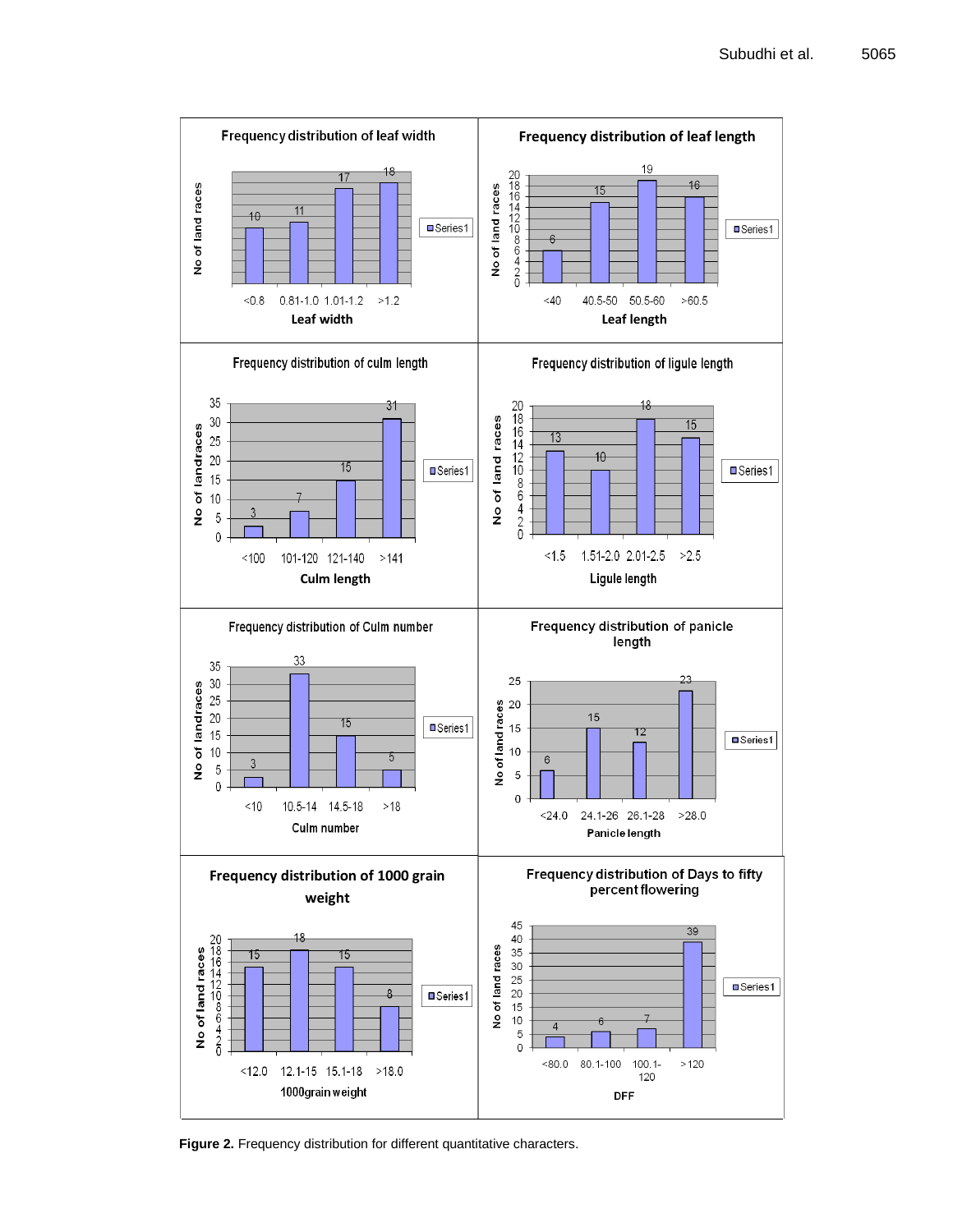Figure 2. Frequency distribution for different quantitative characters.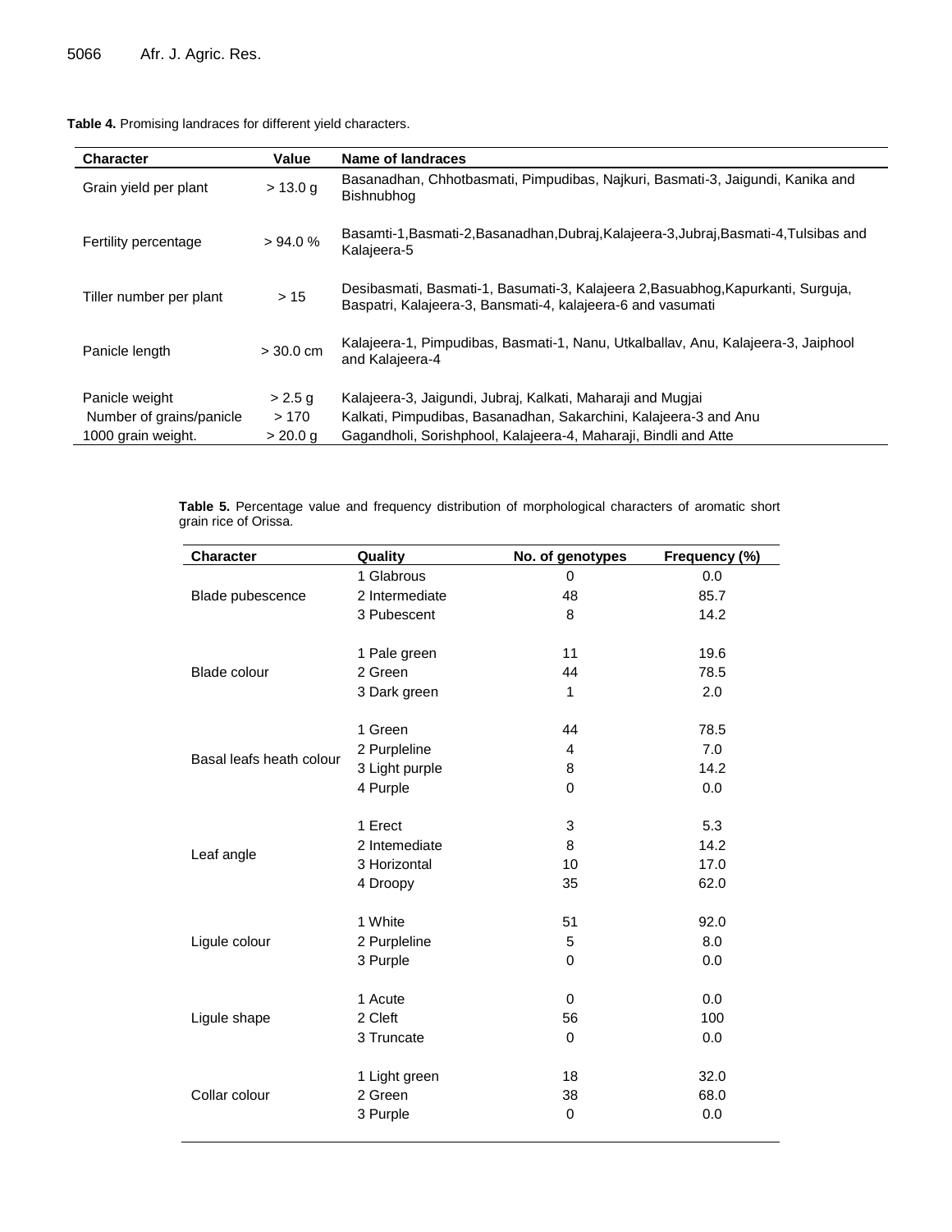**Table 4.** Promising landraces for different yield characters.

| Character | Value | Name of landraces |
|---|---|---|
| Grain yield per plant | > 13.0 g | Basanadhan, Chhotbasmati, Pimpudibas, Najkuri, Basmati-3, Jaigundi, Kanika and Bishnubhog |
| Fertility percentage | > 94.0 % | Basamti-1,Basmati-2,Basanadhan,Dubraj,Kalajeera-3,Jubraj,Basmati-4,Tulsibas and Kalajeera-5 |
| Tiller number per plant | > 15 | Desibasmati, Basmati-1, Basumati-3, Kalajeera 2,Basuabhog,Kapurkanti, Surguja, Baspatri, Kalajeera-3, Bansmati-4, kalajeera-6 and vasumati |
| Panicle length | > 30.0 cm | Kalajeera-1, Pimpudibas, Basmati-1, Nanu, Utkalballav, Anu, Kalajeera-3, Jaiphool and Kalajeera-4 |
| Panicle weight | > 2.5 g | Kalajeera-3, Jaigundi, Jubraj, Kalkati, Maharaji and Mugjai |
| Number of grains/panicle | > 170 | Kalkati, Pimpudibas, Basanadhan, Sakarchini, Kalajeera-3 and Anu |
| 1000 grain weight. | > 20.0 g | Gagandholi, Sorishphool, Kalajeera-4, Maharaji, Bindli and Atte |

**Table 5.** Percentage value and frequency distribution of morphological characters of aromatic short grain rice of Orissa.

| Character | Quality | No. of genotypes | Frequency (%) |
|---|---|---|---|
| Blade pubescence | 1 Glabrous | 0 | 0.0 |
| | 2 Intermediate | 48 | 85.7 |
| | 3 Pubescent | 8 | 14.2 |
| Blade colour | 1 Pale green | 11 | 19.6 |
| | 2 Green | 44 | 78.5 |
| | 3 Dark green | 1 | 2.0 |
| Basal leafs heath colour | 1 Green | 44 | 78.5 |
| | 2 Purpleline | 4 | 7.0 |
| | 3 Light purple | 8 | 14.2 |
| | 4 Purple | 0 | 0.0 |
| Leaf angle | 1 Erect | 3 | 5.3 |
| | 2 Intemediate | 8 | 14.2 |
| | 3 Horizontal | 10 | 17.0 |
| | 4 Droopy | 35 | 62.0 |
| Ligule colour | 1 White | 51 | 92.0 |
| | 2 Purpleline | 5 | 8.0 |
| | 3 Purple | 0 | 0.0 |
| Ligule shape | 1 Acute | 0 | 0.0 |
| | 2 Cleft | 56 | 100 |
| | 3 Truncate | 0 | 0.0 |
| Collar colour | 1 Light green | 18 | 32.0 |
| | 2 Green | 38 | 68.0 |
| | 3 Purple | 0 | 0.0 |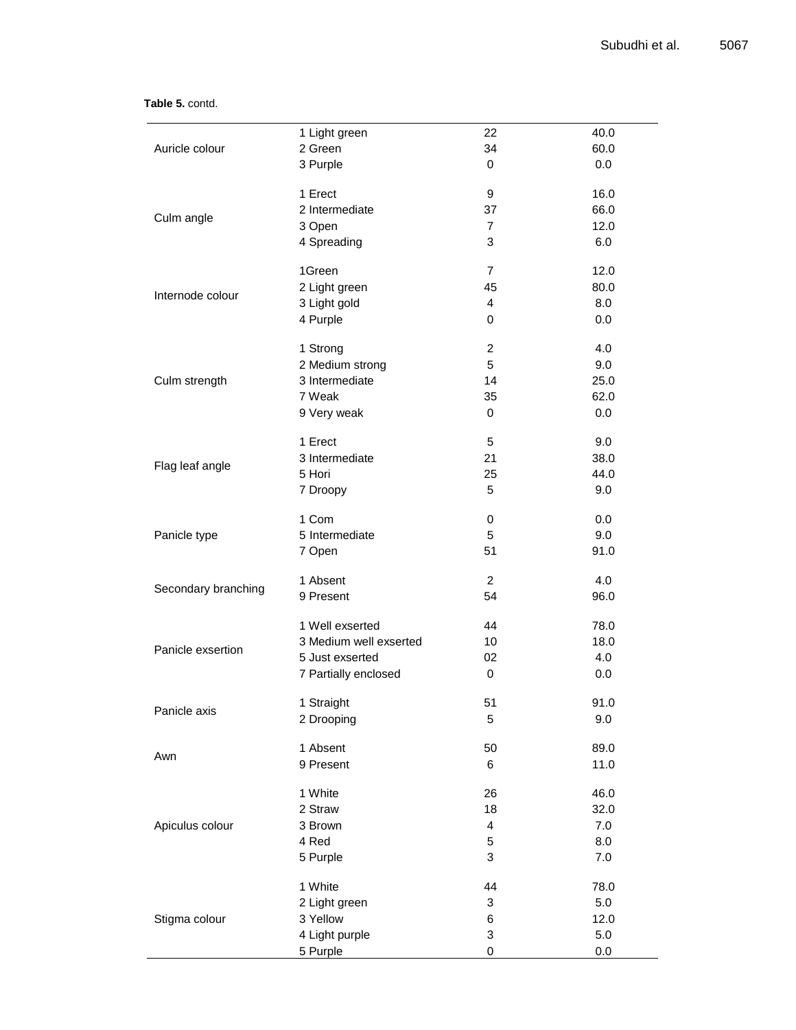**Table 5.** contd.

| | | | |
|---|---|---|---|
| Auricle colour | 1 Light green | 22 | 40.0 |
| | 2 Green | 34 | 60.0 |
| | 3 Purple | 0 | 0.0 |
| Culm angle | 1 Erect | 9 | 16.0 |
| | 2 Intermediate | 37 | 66.0 |
| | 3 Open | 7 | 12.0 |
| | 4 Spreading | 3 | 6.0 |
| Internode colour | 1Green | 7 | 12.0 |
| | 2 Light green | 45 | 80.0 |
| | 3 Light gold | 4 | 8.0 |
| | 4 Purple | 0 | 0.0 |
| Culm strength | 1 Strong | 2 | 4.0 |
| | 2 Medium strong | 5 | 9.0 |
| | 3 Intermediate | 14 | 25.0 |
| | 7 Weak | 35 | 62.0 |
| | 9 Very weak | 0 | 0.0 |
| Flag leaf angle | 1 Erect | 5 | 9.0 |
| | 3 Intermediate | 21 | 38.0 |
| | 5 Hori | 25 | 44.0 |
| | 7 Droopy | 5 | 9.0 |
| Panicle type | 1 Com | 0 | 0.0 |
| | 5 Intermediate | 5 | 9.0 |
| | 7 Open | 51 | 91.0 |
| Secondary branching | 1 Absent | 2 | 4.0 |
| | 9 Present | 54 | 96.0 |
| Panicle exsertion | 1 Well exserted | 44 | 78.0 |
| | 3 Medium well exserted | 10 | 18.0 |
| | 5 Just exserted | 02 | 4.0 |
| | 7 Partially enclosed | 0 | 0.0 |
| Panicle axis | 1 Straight | 51 | 91.0 |
| | 2 Drooping | 5 | 9.0 |
| Awn | 1 Absent | 50 | 89.0 |
| | 9 Present | 6 | 11.0 |
| Apiculus colour | 1 White | 26 | 46.0 |
| | 2 Straw | 18 | 32.0 |
| | 3 Brown | 4 | 7.0 |
| | 4 Red | 5 | 8.0 |
| | 5 Purple | 3 | 7.0 |
| Stigma colour | 1 White | 44 | 78.0 |
| | 2 Light green | 3 | 5.0 |
| | 3 Yellow | 6 | 12.0 |
| | 4 Light purple | 3 | 5.0 |
| | 5 Purple | 0 | 0.0 |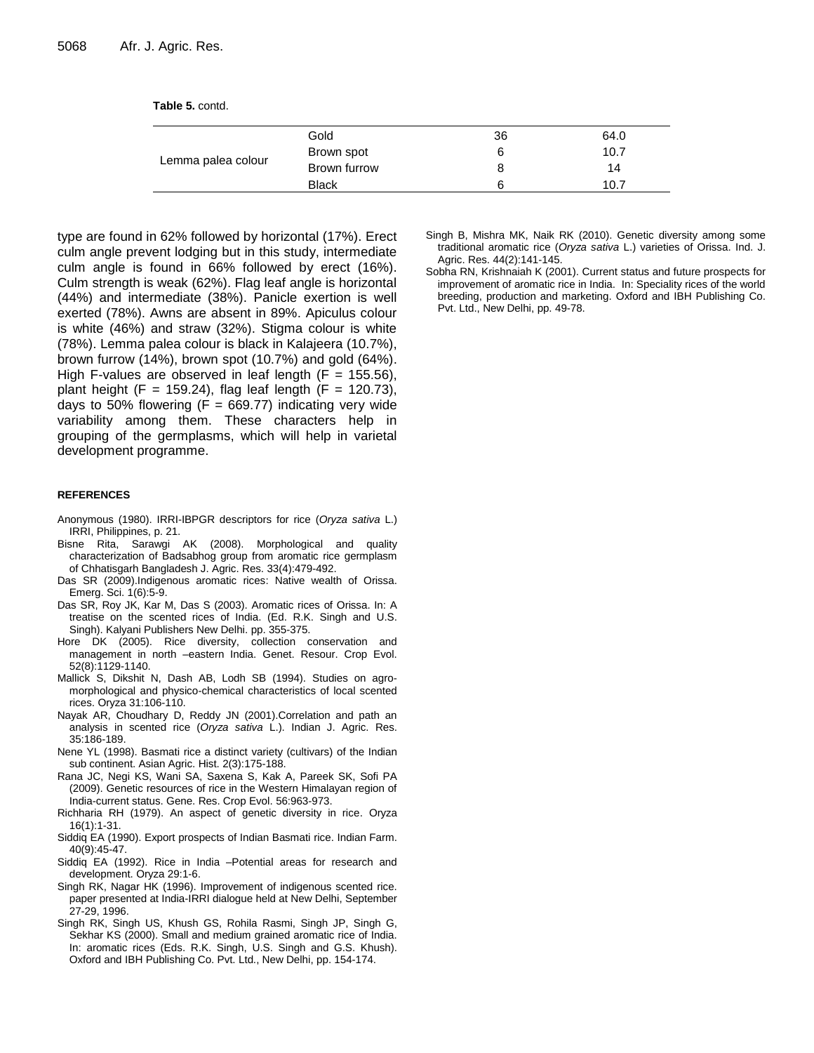**Table 5.** contd.

| | | | |
|---|---|---|---|
| Lemma palea colour | Gold | 36 | 64.0 |
| | Brown spot | 6 | 10.7 |
| | Brown furrow | 8 | 14 |
| | Black | 6 | 10.7 |

type are found in 62% followed by horizontal (17%). Erect culm angle prevent lodging but in this study, intermediate culm angle is found in 66% followed by erect (16%). Culm strength is weak (62%). Flag leaf angle is horizontal (44%) and intermediate (38%). Panicle exertion is well exerted (78%). Awns are absent in 89%. Apiculus colour is white (46%) and straw (32%). Stigma colour is white (78%). Lemma palea colour is black in Kalajeera (10.7%), brown furrow (14%), brown spot (10.7%) and gold (64%). High F-values are observed in leaf length ($F = 155.56$), plant height ($F = 159.24$), flag leaf length ($F = 120.73$), days to 50% flowering ($F = 669.77$) indicating very wide variability among them. These characters help in grouping of the germplasms, which will help in varietal development programme.

## REFERENCES

Anonymous (1980). IRRI-IBPGR descriptors for rice (*Oryza sativa* L.) IRRI, Philippines, p. 21.

Bisne Rita, Sarawgi AK (2008). Morphological and quality characterization of Badsabhog group from aromatic rice germplasm of Chhatisgarh Bangladesh J. Agric. Res. 33(4):479-492.

Das SR (2009).Indigenous aromatic rices: Native wealth of Orissa. Emerg. Sci. 1(6):5-9.

Das SR, Roy JK, Kar M, Das S (2003). Aromatic rices of Orissa. In: A treatise on the scented rices of India. (Ed. R.K. Singh and U.S. Singh). Kalyani Publishers New Delhi. pp. 355-375.

Hore DK (2005). Rice diversity, collection conservation and management in north –eastern India. Genet. Resour. Crop Evol. 52(8):1129-1140.

Mallick S, Dikshit N, Dash AB, Lodh SB (1994). Studies on agro-morphological and physico-chemical characteristics of local scented rices. Oryza 31:106-110.

Nayak AR, Choudhary D, Reddy JN (2001).Correlation and path an analysis in scented rice (*Oryza sativa* L.). Indian J. Agric. Res. 35:186-189.

Nene YL (1998). Basmati rice a distinct variety (cultivars) of the Indian sub continent. Asian Agric. Hist. 2(3):175-188.

Rana JC, Negi KS, Wani SA, Saxena S, Kak A, Pareek SK, Sofi PA (2009). Genetic resources of rice in the Western Himalayan region of India-current status. Gene. Res. Crop Evol. 56:963-973.

Richharia RH (1979). An aspect of genetic diversity in rice. Oryza 16(1):1-31.

Siddiq EA (1990). Export prospects of Indian Basmati rice. Indian Farm. 40(9):45-47.

Siddiq EA (1992). Rice in India –Potential areas for research and development. Oryza 29:1-6.

Singh RK, Nagar HK (1996). Improvement of indigenous scented rice. paper presented at India-IRRI dialogue held at New Delhi, September 27-29, 1996.

Singh RK, Singh US, Khush GS, Rohila Rasmi, Singh JP, Singh G, Sekhar KS (2000). Small and medium grained aromatic rice of India. In: aromatic rices (Eds. R.K. Singh, U.S. Singh and G.S. Khush). Oxford and IBH Publishing Co. Pvt. Ltd., New Delhi, pp. 154-174.

Singh B, Mishra MK, Naik RK (2010). Genetic diversity among some traditional aromatic rice (*Oryza sativa* L.) varieties of Orissa. Ind. J. Agric. Res. 44(2):141-145.

Sobha RN, Krishnaiah K (2001). Current status and future prospects for improvement of aromatic rice in India. In: Speciality rices of the world breeding, production and marketing. Oxford and IBH Publishing Co. Pvt. Ltd., New Delhi, pp. 49-78.